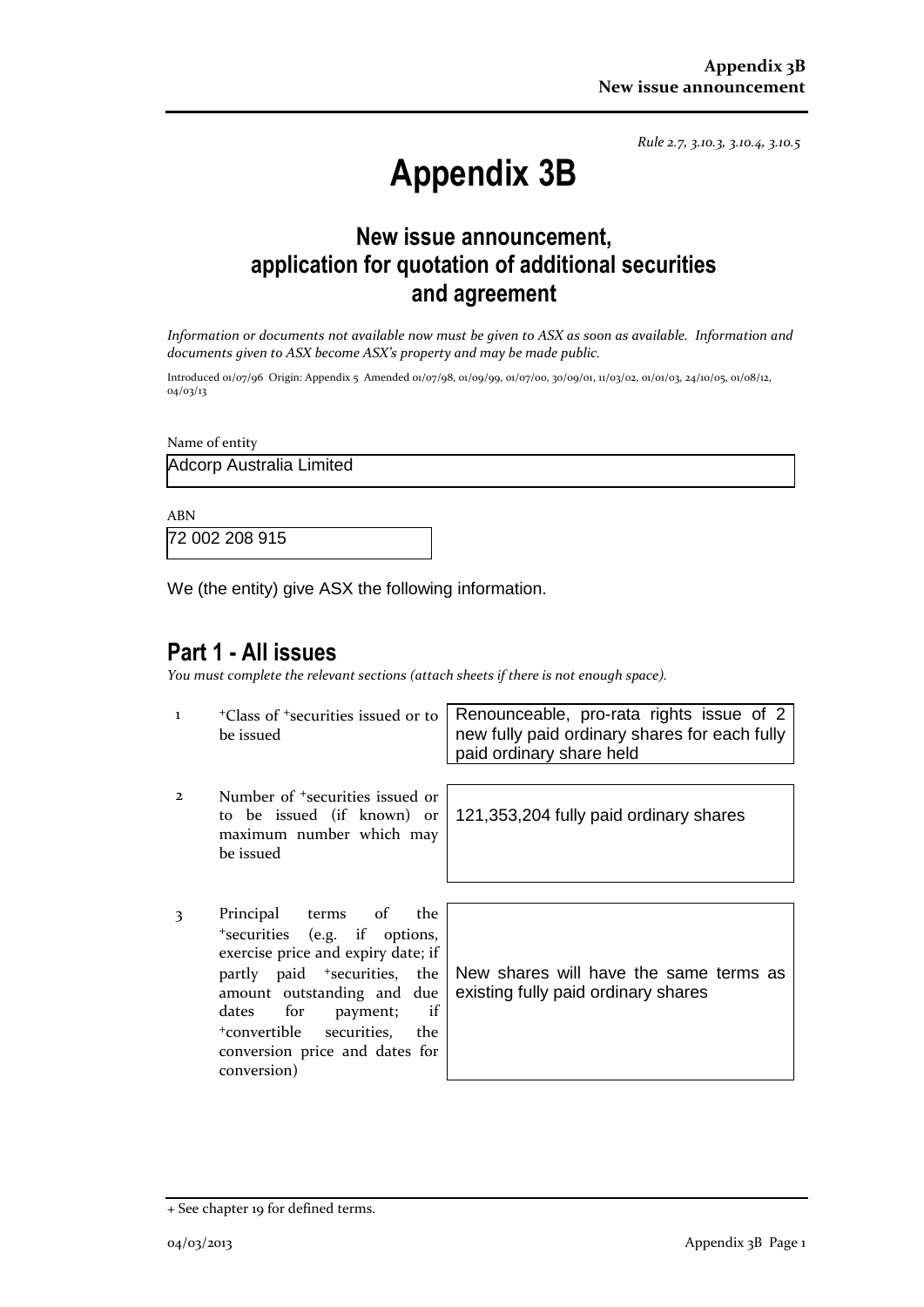*Rule 2.7, 3.10.3, 3.10.4, 3.10.5*

# Appendix 3B

## New issue announcement, application for quotation of additional securities and agreement

*Information or documents not available now must be given to ASX as soon as available. Information and documents given to ASX become ASX's property and may be made public.*

Introduced 01/07/96 Origin: Appendix 5 Amended 01/07/98, 01/09/99, 01/07/00, 30/09/01, 11/03/02, 01/01/03, 24/10/05, 01/08/12, 04/03/13

Name of entity

Adcorp Australia Limited

ABN

72 002 208 915

We (the entity) give ASX the following information.

## Part 1 - All issues

*You must complete the relevant sections (attach sheets if there is not enough space).*

| | | |
|---|---|---|
| 1 | +Class of +securities issued or to be issued | Renounceable, pro-rata rights issue of 2 new fully paid ordinary shares for each fully paid ordinary share held |
| 2 | Number of +securities issued or to be issued (if known) or maximum number which may be issued | 121,353,204 fully paid ordinary shares |
| 3 | Principal terms of the +securities (e.g. if options, exercise price and expiry date; if partly paid +securities, the amount outstanding and due dates for payment; if +convertible securities, the conversion price and dates for conversion) | New shares will have the same terms as existing fully paid ordinary shares |

+ See chapter 19 for defined terms.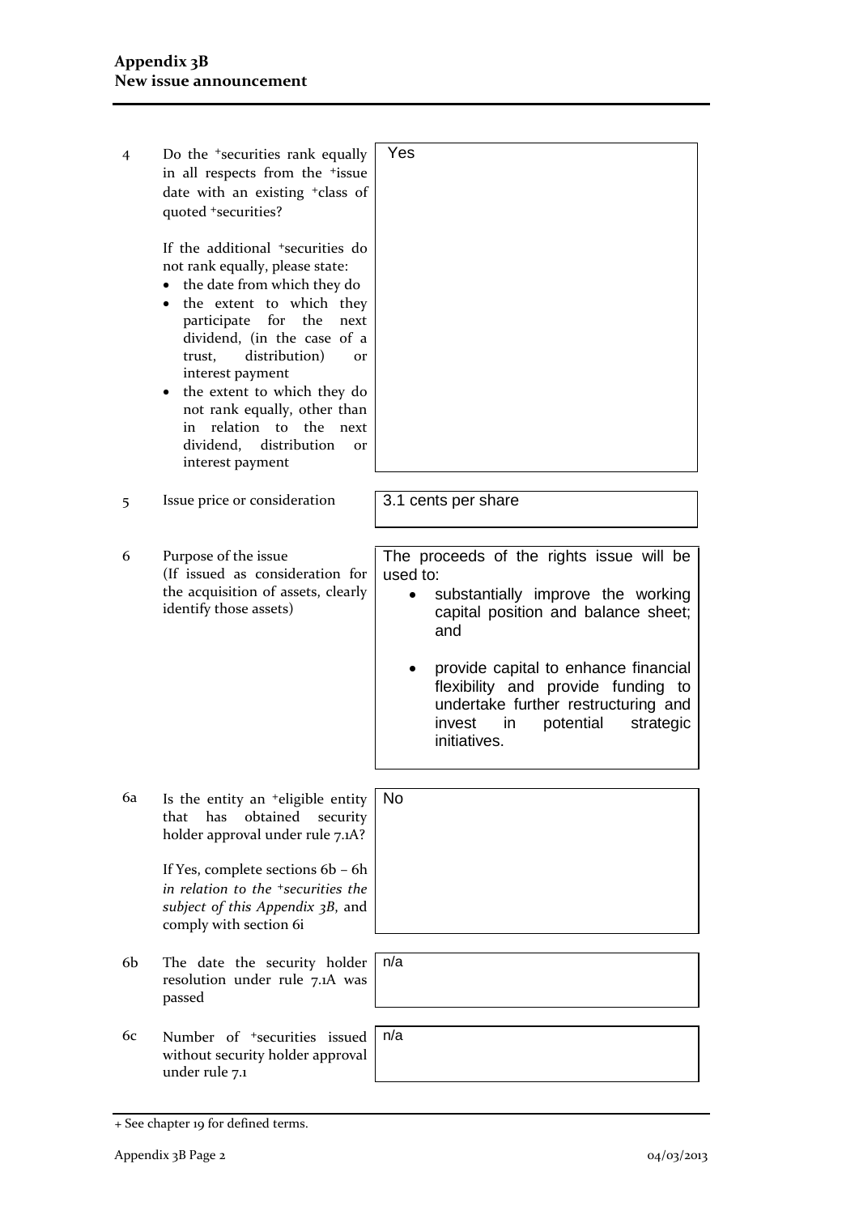| No. | Item | Response |
|---|---|---|
| 4 | Do the +securities rank equally in all respects from the +issue date with an existing +class of quoted +securities?<br><br>If the additional +securities do not rank equally, please state:<br>• the date from which they do<br>• the extent to which they participate for the next dividend, (in the case of a trust, distribution) or interest payment<br>• the extent to which they do not rank equally, other than in relation to the next dividend, distribution or interest payment | Yes |
| 5 | Issue price or consideration | 3.1 cents per share |
| 6 | Purpose of the issue<br>(If issued as consideration for the acquisition of assets, clearly identify those assets) | The proceeds of the rights issue will be used to:<br>• substantially improve the working capital position and balance sheet; and<br>• provide capital to enhance financial flexibility and provide funding to undertake further restructuring and invest in potential strategic initiatives. |
| 6a | Is the entity an +eligible entity that has obtained security holder approval under rule 7.1A?<br><br>If Yes, complete sections 6b – 6h *in relation to the +securities the subject of this Appendix 3B*, and comply with section 6i | No |
| 6b | The date the security holder resolution under rule 7.1A was passed | n/a |
| 6c | Number of +securities issued without security holder approval under rule 7.1 | n/a |

+ See chapter 19 for defined terms.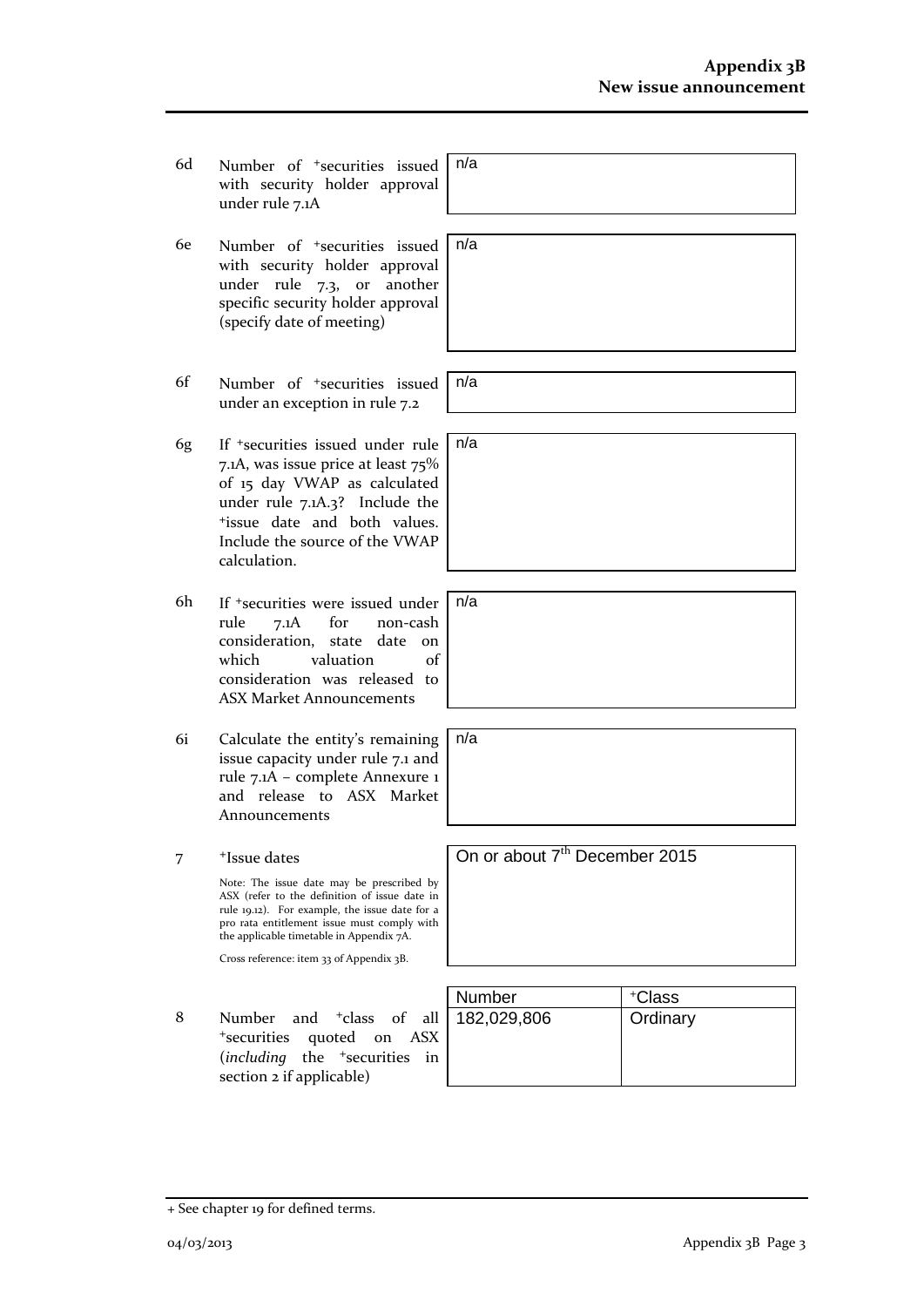| | | |
|---|---|---|
| 6d | Number of +securities issued with security holder approval under rule 7.1A | n/a |
| 6e | Number of +securities issued with security holder approval under rule 7.3, or another specific security holder approval (specify date of meeting) | n/a |
| 6f | Number of +securities issued under an exception in rule 7.2 | n/a |
| 6g | If +securities issued under rule 7.1A, was issue price at least 75% of 15 day VWAP as calculated under rule 7.1A.3? Include the +issue date and both values. Include the source of the VWAP calculation. | n/a |
| 6h | If +securities were issued under rule 7.1A for non-cash consideration, state date on which valuation of consideration was released to ASX Market Announcements | n/a |
| 6i | Calculate the entity's remaining issue capacity under rule 7.1 and rule 7.1A – complete Annexure 1 and release to ASX Market Announcements | n/a |
| 7 | +Issue dates<br><br>Note: The issue date may be prescribed by ASX (refer to the definition of issue date in rule 19.12). For example, the issue date for a pro rata entitlement issue must comply with the applicable timetable in Appendix 7A.<br><br>Cross reference: item 33 of Appendix 3B. | On or about 7th December 2015 |

| | | Number | +Class |
|---|---|---|---|
| 8 | Number and +class of all +securities quoted on ASX (*including* the +securities in section 2 if applicable) | 182,029,806 | Ordinary |

+ See chapter 19 for defined terms.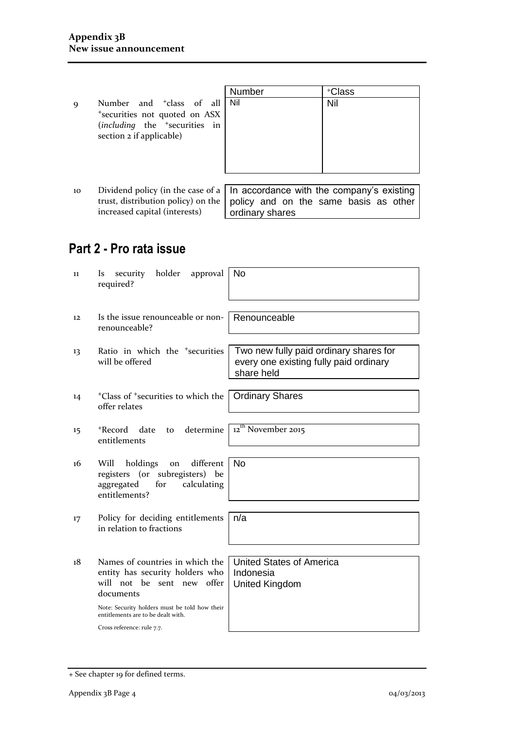| | | Number | +Class |
|---|---|---|---|
| 9 | Number and +class of all +securities not quoted on ASX (*including* the +securities in section 2 if applicable) | Nil | Nil |

| | | |
|---|---|---|
| 10 | Dividend policy (in the case of a trust, distribution policy) on the increased capital (interests) | In accordance with the company's existing policy and on the same basis as other ordinary shares |

## Part 2 - Pro rata issue

| | | |
|---|---|---|
| 11 | Is security holder approval required? | No |
| 12 | Is the issue renounceable or non-renounceable? | Renounceable |
| 13 | Ratio in which the +securities will be offered | Two new fully paid ordinary shares for every one existing fully paid ordinary share held |
| 14 | +Class of +securities to which the offer relates | Ordinary Shares |
| 15 | +Record date to determine entitlements | 12th November 2015 |
| 16 | Will holdings on different registers (or subregisters) be aggregated for calculating entitlements? | No |
| 17 | Policy for deciding entitlements in relation to fractions | n/a |
| 18 | Names of countries in which the entity has security holders who will not be sent new offer documents<br><br>Note: Security holders must be told how their entitlements are to be dealt with.<br><br>Cross reference: rule 7.7. | United States of America<br>Indonesia<br>United Kingdom |

+ See chapter 19 for defined terms.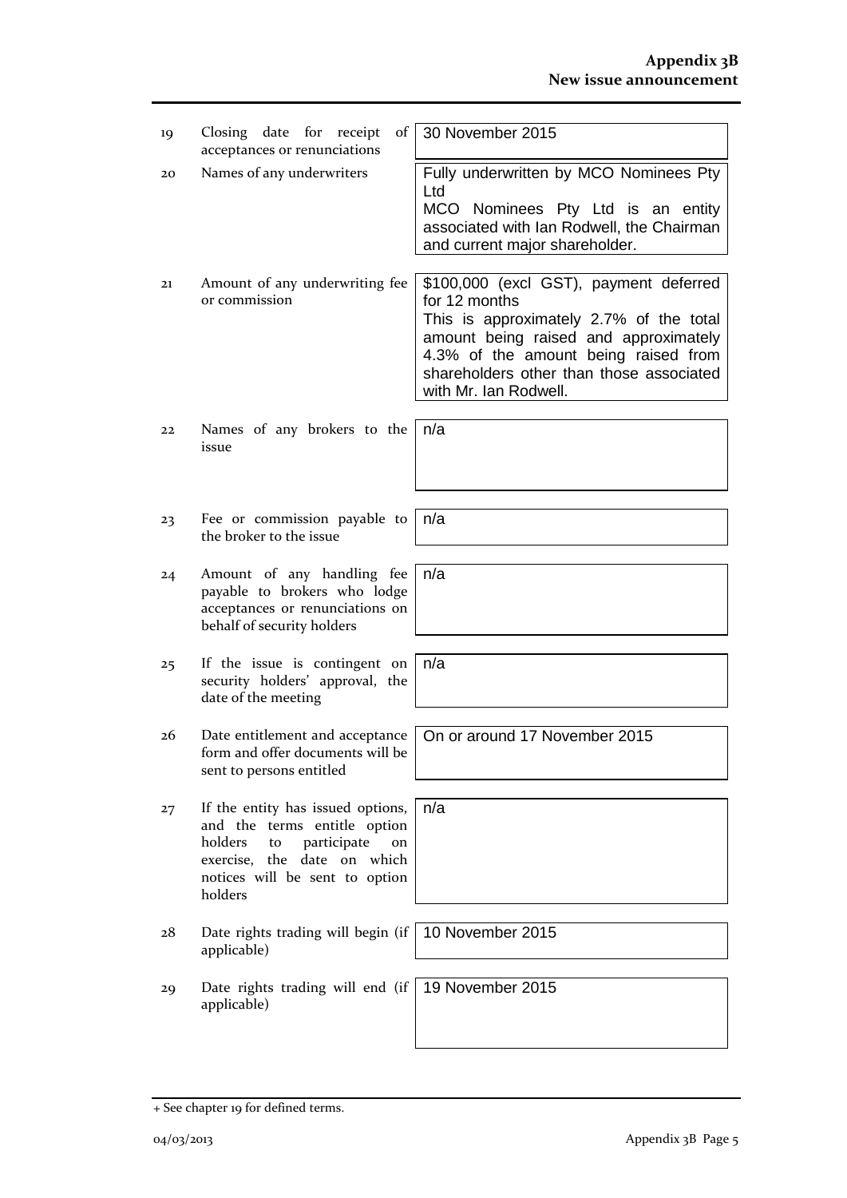| | | |
|---|---|---|
| 19 | Closing date for receipt of acceptances or renunciations | 30 November 2015 |
| 20 | Names of any underwriters | Fully underwritten by MCO Nominees Pty Ltd<br>MCO Nominees Pty Ltd is an entity associated with Ian Rodwell, the Chairman and current major shareholder. |
| 21 | Amount of any underwriting fee or commission | $100,000 (excl GST), payment deferred for 12 months<br>This is approximately 2.7% of the total amount being raised and approximately 4.3% of the amount being raised from shareholders other than those associated with Mr. Ian Rodwell. |
| 22 | Names of any brokers to the issue | n/a |
| 23 | Fee or commission payable to the broker to the issue | n/a |
| 24 | Amount of any handling fee payable to brokers who lodge acceptances or renunciations on behalf of security holders | n/a |
| 25 | If the issue is contingent on security holders' approval, the date of the meeting | n/a |
| 26 | Date entitlement and acceptance form and offer documents will be sent to persons entitled | On or around 17 November 2015 |
| 27 | If the entity has issued options, and the terms entitle option holders to participate on exercise, the date on which notices will be sent to option holders | n/a |
| 28 | Date rights trading will begin (if applicable) | 10 November 2015 |
| 29 | Date rights trading will end (if applicable) | 19 November 2015 |

+ See chapter 19 for defined terms.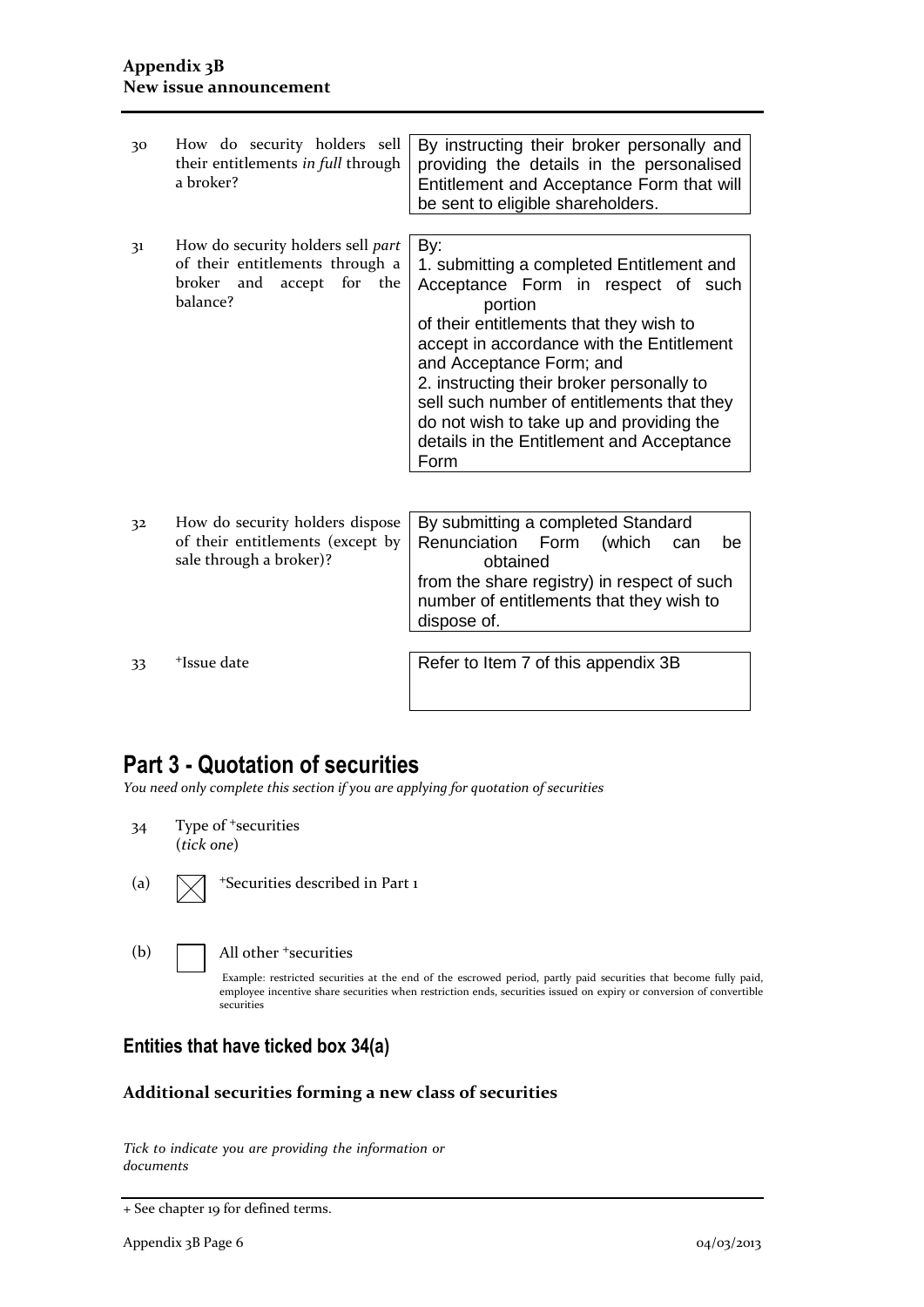| | | |
|---|---|---|
| 30 | How do security holders sell their entitlements *in full* through a broker? | By instructing their broker personally and providing the details in the personalised Entitlement and Acceptance Form that will be sent to eligible shareholders. |
| 31 | How do security holders sell *part* of their entitlements through a broker and accept for the balance? | By: 1. submitting a completed Entitlement and Acceptance Form in respect of such portion of their entitlements that they wish to accept in accordance with the Entitlement and Acceptance Form; and 2. instructing their broker personally to sell such number of entitlements that they do not wish to take up and providing the details in the Entitlement and Acceptance Form |
| 32 | How do security holders dispose of their entitlements (except by sale through a broker)? | By submitting a completed Standard Renunciation Form (which can be obtained from the share registry) in respect of such number of entitlements that they wish to dispose of. |
| 33 | +Issue date | Refer to Item 7 of this appendix 3B |

# Part 3 - Quotation of securities

*You need only complete this section if you are applying for quotation of securities*

34 Type of +securities (*tick one*)

(a) ☒ +Securities described in Part 1

(b) ☐ All other +securities

Example: restricted securities at the end of the escrowed period, partly paid securities that become fully paid, employee incentive share securities when restriction ends, securities issued on expiry or conversion of convertible securities

## Entities that have ticked box 34(a)

### Additional securities forming a new class of securities

*Tick to indicate you are providing the information or documents*

+ See chapter 19 for defined terms.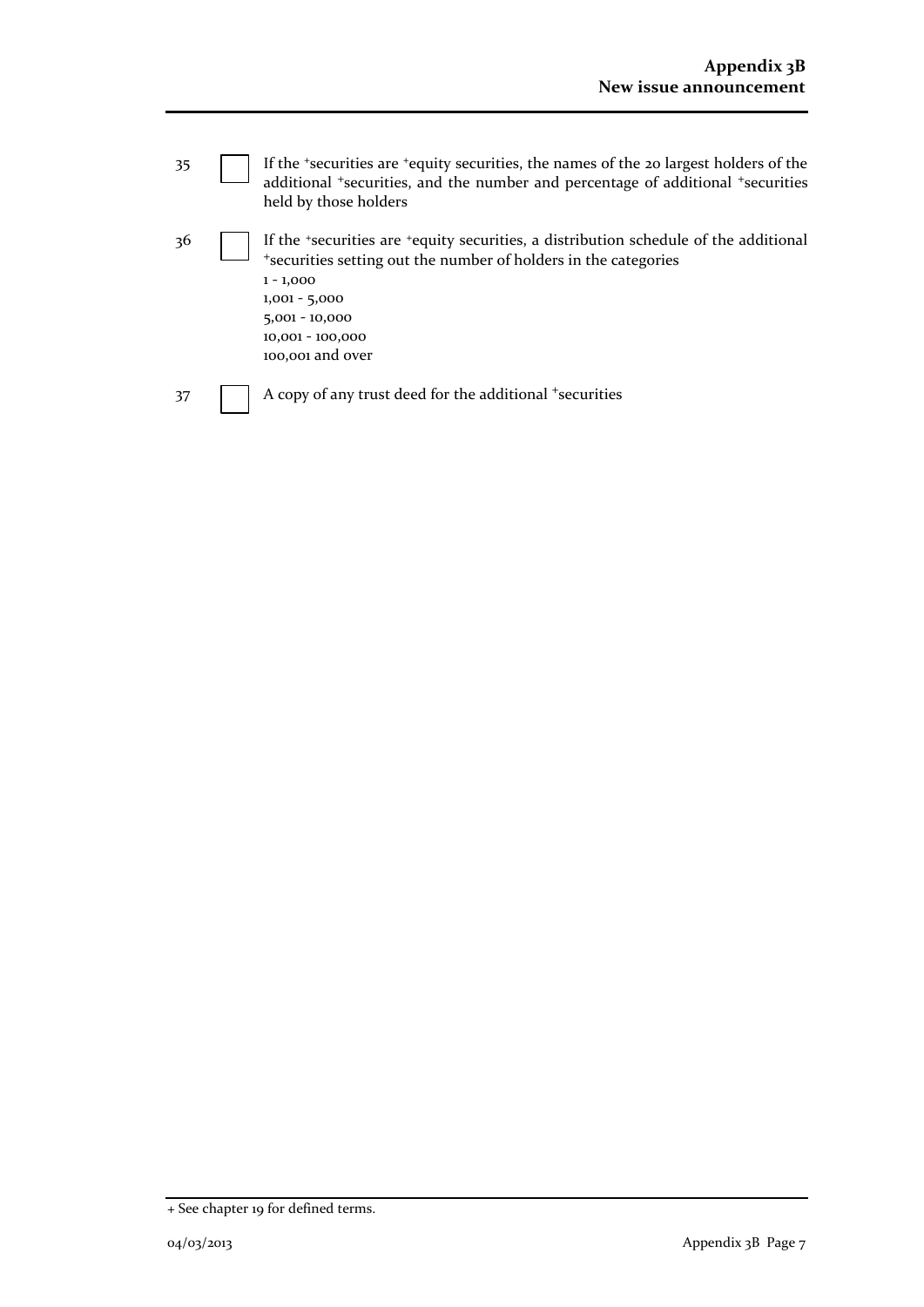35 ☐ If the +securities are +equity securities, the names of the 20 largest holders of the additional +securities, and the number and percentage of additional +securities held by those holders

36 ☐ If the +securities are +equity securities, a distribution schedule of the additional +securities setting out the number of holders in the categories
1 - 1,000
1,001 - 5,000
5,001 - 10,000
10,001 - 100,000
100,001 and over

37 ☐ A copy of any trust deed for the additional +securities

+ See chapter 19 for defined terms.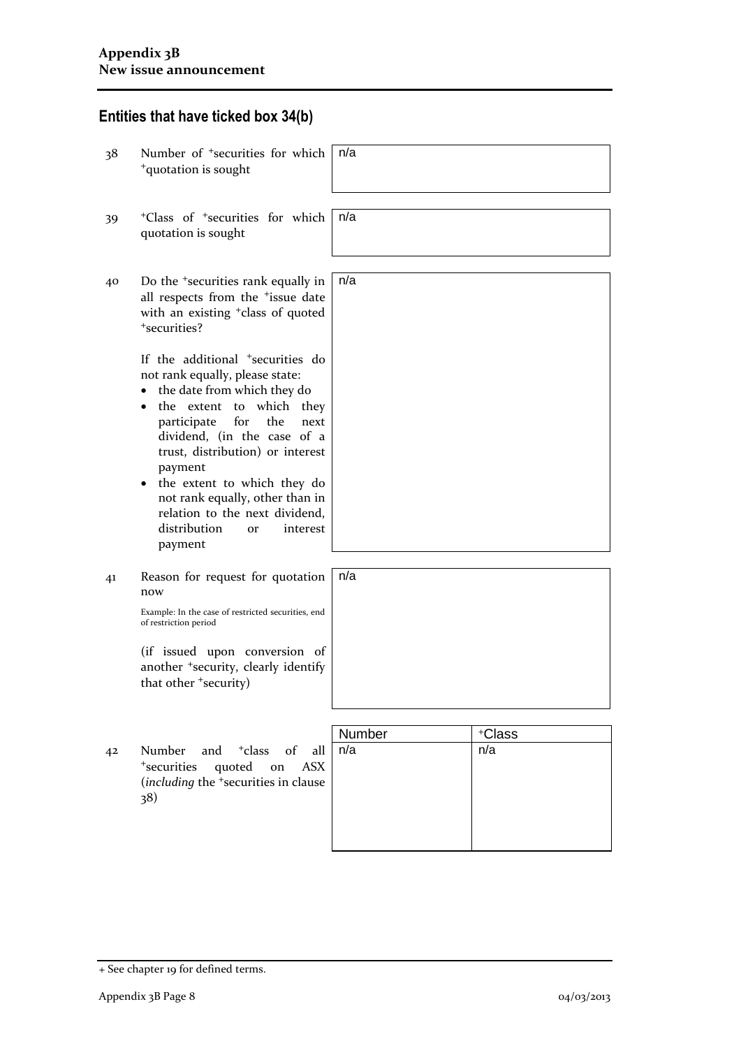## Entities that have ticked box 34(b)

| | | |
|---|---|---|
| 38 | Number of +securities for which +quotation is sought | n/a |
| 39 | +Class of +securities for which quotation is sought | n/a |
| 40 | Do the +securities rank equally in all respects from the +issue date with an existing +class of quoted +securities?<br><br>If the additional +securities do not rank equally, please state:<br>• the date from which they do<br>• the extent to which they participate for the next dividend, (in the case of a trust, distribution) or interest payment<br>• the extent to which they do not rank equally, other than in relation to the next dividend, distribution or interest payment | n/a |
| 41 | Reason for request for quotation now<br><br>Example: In the case of restricted securities, end of restriction period<br><br>(if issued upon conversion of another +security, clearly identify that other +security) | n/a |

| | | Number | +Class |
|---|---|---|---|
| 42 | Number and +class of all +securities quoted on ASX (*including* the +securities in clause 38) | n/a | n/a |

+ See chapter 19 for defined terms.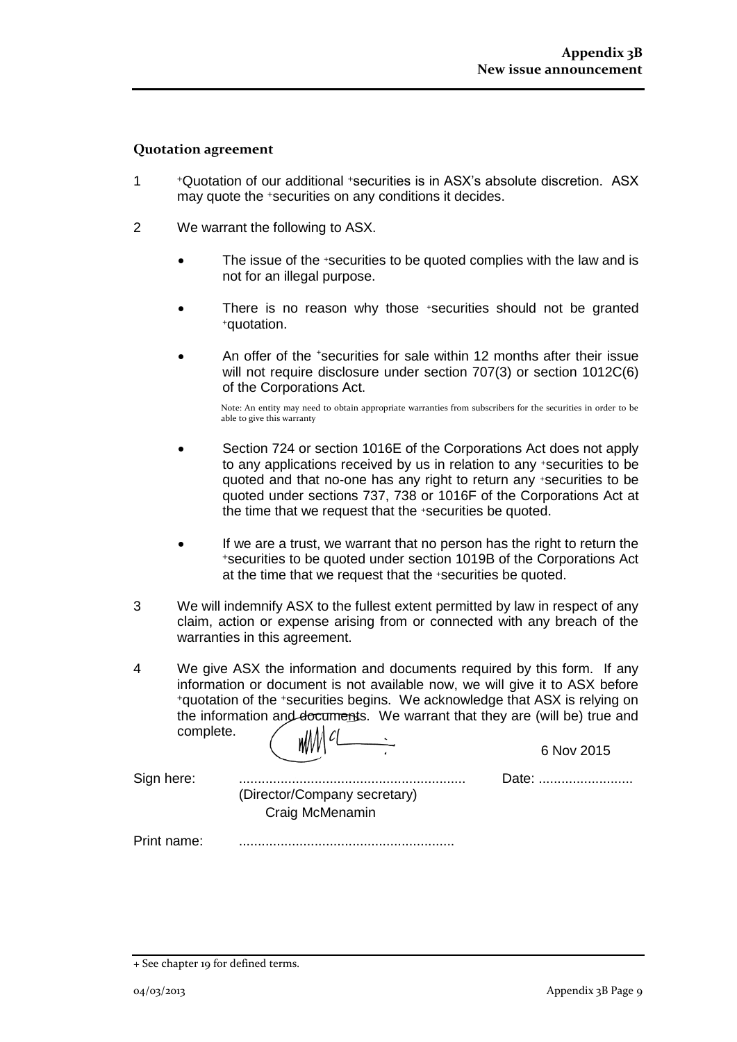## Quotation agreement

1 +Quotation of our additional +securities is in ASX's absolute discretion. ASX may quote the +securities on any conditions it decides.

2 We warrant the following to ASX.

- The issue of the +securities to be quoted complies with the law and is not for an illegal purpose.
- There is no reason why those +securities should not be granted +quotation.
- An offer of the +securities for sale within 12 months after their issue will not require disclosure under section 707(3) or section 1012C(6) of the Corporations Act.

  Note: An entity may need to obtain appropriate warranties from subscribers for the securities in order to be able to give this warranty

- Section 724 or section 1016E of the Corporations Act does not apply to any applications received by us in relation to any +securities to be quoted and that no-one has any right to return any +securities to be quoted under sections 737, 738 or 1016F of the Corporations Act at the time that we request that the +securities be quoted.
- If we are a trust, we warrant that no person has the right to return the +securities to be quoted under section 1019B of the Corporations Act at the time that we request that the +securities be quoted.

3 We will indemnify ASX to the fullest extent permitted by law in respect of any claim, action or expense arising from or connected with any breach of the warranties in this agreement.

4 We give ASX the information and documents required by this form. If any information or document is not available now, we will give it to ASX before +quotation of the +securities begins. We acknowledge that ASX is relying on the information and documents. We warrant that they are (will be) true and complete.

Sign here: ............................................................ Date: 6 Nov 2015
(Director/Company secretary)

Print name: Craig McMenamin

+ See chapter 19 for defined terms.